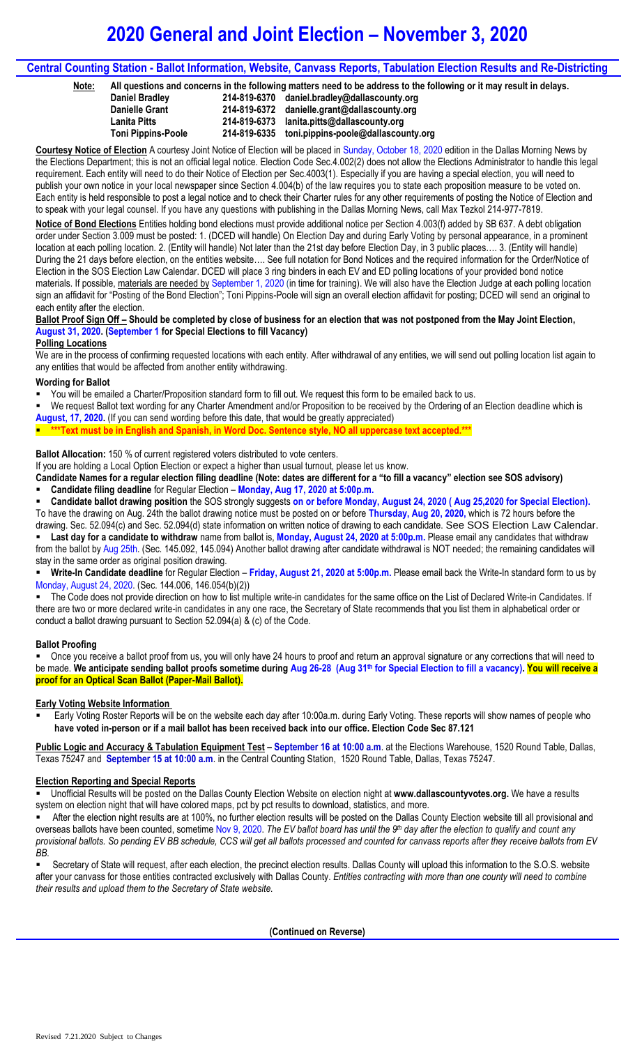# 2020 General and Joint Election – November 3, 2020

## Central Counting Station - Ballot Information, Website, Canvass Reports, Tabulation Election Results and Re-Districting

**Note: All questions and concerns in the following matters need to be address to the following or it may result in delays.**

| | | |
|---|---|---|
| **Daniel Bradley** | **214-819-6370** | **daniel.bradley@dallascounty.org** |
| **Danielle Grant** | **214-819-6372** | **danielle.grant@dallascounty.org** |
| **Lanita Pitts** | **214-819-6373** | **lanita.pitts@dallascounty.org** |
| **Toni Pippins-Poole** | **214-819-6335** | **toni.pippins-poole@dallascounty.org** |

**Courtesy Notice of Election** A courtesy Joint Notice of Election will be placed in Sunday, October 18, 2020 edition in the Dallas Morning News by the Elections Department; this is not an official legal notice. Election Code Sec.4.002(2) does not allow the Elections Administrator to handle this legal requirement. Each entity will need to do their Notice of Election per Sec.4003(1). Especially if you are having a special election, you will need to publish your own notice in your local newspaper since Section 4.004(b) of the law requires you to state each proposition measure to be voted on. Each entity is held responsible to post a legal notice and to check their Charter rules for any other requirements of posting the Notice of Election and to speak with your legal counsel. If you have any questions with publishing in the Dallas Morning News, call Max Tezkol 214-977-7819.

**Notice of Bond Elections** Entities holding bond elections must provide additional notice per Section 4.003(f) added by SB 637. A debt obligation order under Section 3.009 must be posted: 1. (DCED will handle) On Election Day and during Early Voting by personal appearance, in a prominent location at each polling location. 2. (Entity will handle) Not later than the 21st day before Election Day, in 3 public places…. 3. (Entity will handle) During the 21 days before election, on the entities website…. See full notation for Bond Notices and the required information for the Order/Notice of Election in the SOS Election Law Calendar. DCED will place 3 ring binders in each EV and ED polling locations of your provided bond notice materials. If possible, materials are needed by September 1, 2020 (in time for training). We will also have the Election Judge at each polling location sign an affidavit for "Posting of the Bond Election"; Toni Pippins-Poole will sign an overall election affidavit for posting; DCED will send an original to each entity after the election.

**Ballot Proof Sign Off – Should be completed by close of business for an election that was not postponed from the May Joint Election, August 31, 2020. (September 1 for Special Elections to fill Vacancy)**

**Polling Locations**

We are in the process of confirming requested locations with each entity. After withdrawal of any entities, we will send out polling location list again to any entities that would be affected from another entity withdrawing.

**Wording for Ballot**

- You will be emailed a Charter/Proposition standard form to fill out. We request this form to be emailed back to us.
- We request Ballot text wording for any Charter Amendment and/or Proposition to be received by the Ordering of an Election deadline which is **August, 17, 2020.** (If you can send wording before this date, that would be greatly appreciated)
- **\*\*\*Text must be in English and Spanish, in Word Doc. Sentence style, NO all uppercase text accepted.\*\*\***

**Ballot Allocation:** 150 % of current registered voters distributed to vote centers.

If you are holding a Local Option Election or expect a higher than usual turnout, please let us know.

**Candidate Names for a regular election filing deadline (Note: dates are different for a "to fill a vacancy" election see SOS advisory)**

- **Candidate filing deadline** for Regular Election – **Monday, Aug 17, 2020 at 5:00p.m.**
- **Candidate ballot drawing position** the SOS strongly suggests **on or before Monday, August 24, 2020 ( Aug 25,2020 for Special Election).** To have the drawing on Aug. 24th the ballot drawing notice must be posted on or before **Thursday, Aug 20, 2020,** which is 72 hours before the drawing. Sec. 52.094(c) and Sec. 52.094(d) state information on written notice of drawing to each candidate. See SOS Election Law Calendar.
- **Last day for a candidate to withdraw** name from ballot is, **Monday, August 24, 2020 at 5:00p.m.** Please email any candidates that withdraw from the ballot by Aug 25th. (Sec. 145.092, 145.094) Another ballot drawing after candidate withdrawal is NOT needed; the remaining candidates will stay in the same order as original position drawing.
- **Write-In Candidate deadline** for Regular Election – **Friday, August 21, 2020 at 5:00p.m.** Please email back the Write-In standard form to us by Monday, August 24, 2020. (Sec. 144.006, 146.054(b)(2))
- The Code does not provide direction on how to list multiple write-in candidates for the same office on the List of Declared Write-in Candidates. If there are two or more declared write-in candidates in any one race, the Secretary of State recommends that you list them in alphabetical order or conduct a ballot drawing pursuant to Section 52.094(a) & (c) of the Code.

**Ballot Proofing**

- Once you receive a ballot proof from us, you will only have 24 hours to proof and return an approval signature or any corrections that will need to be made. **We anticipate sending ballot proofs sometime during Aug 26-28 (Aug 31st for Special Election to fill a vacancy). You will receive a proof for an Optical Scan Ballot (Paper-Mail Ballot).**

**Early Voting Website Information**

- Early Voting Roster Reports will be on the website each day after 10:00a.m. during Early Voting. These reports will show names of people who **have voted in-person or if a mail ballot has been received back into our office. Election Code Sec 87.121**

**Public Logic and Accuracy & Tabulation Equipment Test – September 16 at 10:00 a.m**. at the Elections Warehouse, 1520 Round Table, Dallas, Texas 75247 and **September 15 at 10:00 a.m**. in the Central Counting Station, 1520 Round Table, Dallas, Texas 75247.

**Election Reporting and Special Reports**

- Unofficial Results will be posted on the Dallas County Election Website on election night at **www.dallascountyvotes.org.** We have a results system on election night that will have colored maps, pct by pct results to download, statistics, and more.
- After the election night results are at 100%, no further election results will be posted on the Dallas County Election website till all provisional and overseas ballots have been counted, sometime Nov 9, 2020. *The EV ballot board has until the 9th day after the election to qualify and count any provisional ballots. So pending EV BB schedule, CCS will get all ballots processed and counted for canvass reports after they receive ballots from EV BB.*
- Secretary of State will request, after each election, the precinct election results. Dallas County will upload this information to the S.O.S. website after your canvass for those entities contracted exclusively with Dallas County. *Entities contracting with more than one county will need to combine their results and upload them to the Secretary of State website.*

**(Continued on Reverse)**

Revised 7.21.2020 Subject to Changes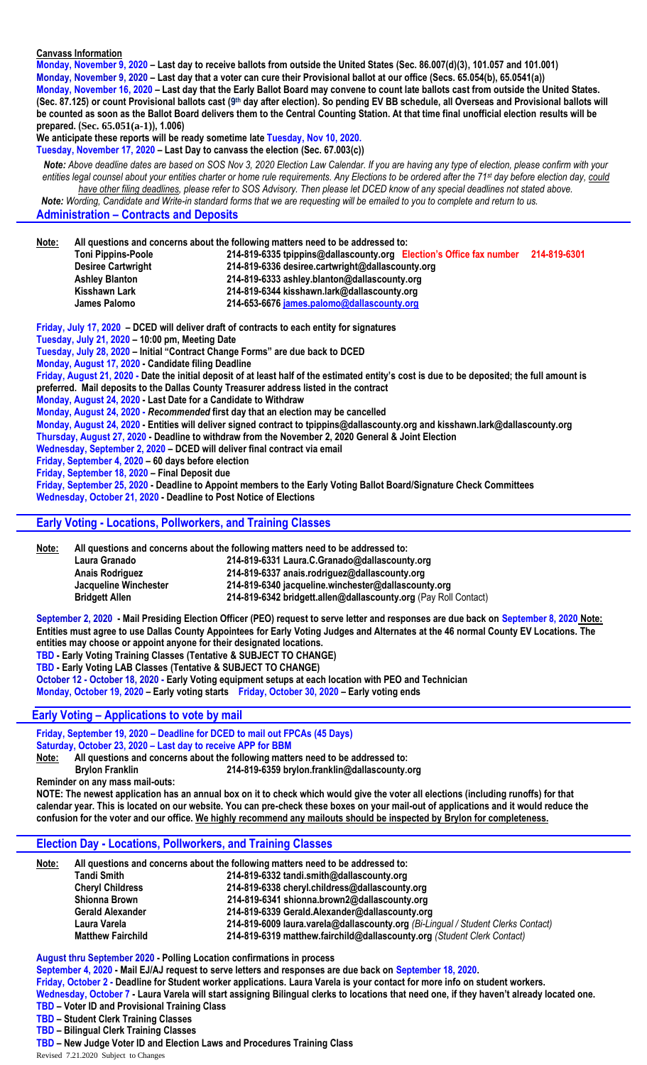**Canvass Information**

**Monday, November 9, 2020 – Last day to receive ballots from outside the United States (Sec. 86.007(d)(3), 101.057 and 101.001)**
**Monday, November 9, 2020 – Last day that a voter can cure their Provisional ballot at our office (Secs. 65.054(b), 65.0541(a))**
**Monday, November 16, 2020 – Last day that the Early Ballot Board may convene to count late ballots cast from outside the United States. (Sec. 87.125) or count Provisional ballots cast (9th day after election). So pending EV BB schedule, all Overseas and Provisional ballots will be counted as soon as the Ballot Board delivers them to the Central Counting Station. At that time final unofficial election results will be prepared. (Sec. 65.051(a-1)), 1.006)**
**We anticipate these reports will be ready sometime late Tuesday, Nov 10, 2020.**
**Tuesday, November 17, 2020 – Last Day to canvass the election (Sec. 67.003(c))**

***Note:** Above deadline dates are based on SOS Nov 3, 2020 Election Law Calendar. If you are having any type of election, please confirm with your entities legal counsel about your entities charter or home rule requirements. Any Elections to be ordered after the 71st day before election day, could have other filing deadlines, please refer to SOS Advisory. Then please let DCED know of any special deadlines not stated above.*
***Note:** Wording, Candidate and Write-in standard forms that we are requesting will be emailed to you to complete and return to us.*

## Administration – Contracts and Deposits

**Note: All questions and concerns about the following matters need to be addressed to:**

| | |
|---|---|
| **Toni Pippins-Poole** | **214-819-6335 tpippins@dallascounty.org Election's Office fax number 214-819-6301** |
| **Desiree Cartwright** | **214-819-6336 desiree.cartwright@dallascounty.org** |
| **Ashley Blanton** | **214-819-6333 ashley.blanton@dallascounty.org** |
| **Kisshawn Lark** | **214-819-6344 kisshawn.lark@dallascounty.org** |
| **James Palomo** | **214-653-6676 james.palomo@dallascounty.org** |

**Friday, July 17, 2020 – DCED will deliver draft of contracts to each entity for signatures**
**Tuesday, July 21, 2020 – 10:00 pm, Meeting Date**
**Tuesday, July 28, 2020 – Initial "Contract Change Forms" are due back to DCED**
**Monday, August 17, 2020 - Candidate filing Deadline**
**Friday, August 21, 2020 - Date the initial deposit of at least half of the estimated entity's cost is due to be deposited; the full amount is preferred. Mail deposits to the Dallas County Treasurer address listed in the contract**
**Monday, August 24, 2020 - Last Date for a Candidate to Withdraw**
**Monday, August 24, 2020 - *Recommended* first day that an election may be cancelled**
**Monday, August 24, 2020 - Entities will deliver signed contract to tpippins@dallascounty.org and kisshawn.lark@dallascounty.org**
**Thursday, August 27, 2020 - Deadline to withdraw from the November 2, 2020 General & Joint Election**
**Wednesday, September 2, 2020 – DCED will deliver final contract via email**
**Friday, September 4, 2020 – 60 days before election**
**Friday, September 18, 2020 – Final Deposit due**
**Friday, September 25, 2020 - Deadline to Appoint members to the Early Voting Ballot Board/Signature Check Committees**
**Wednesday, October 21, 2020 - Deadline to Post Notice of Elections**

## Early Voting - Locations, Pollworkers, and Training Classes

**Note: All questions and concerns about the following matters need to be addressed to:**

| | |
|---|---|
| **Laura Granado** | **214-819-6331 Laura.C.Granado@dallascounty.org** |
| **Anais Rodriguez** | **214-819-6337 anais.rodriguez@dallascounty.org** |
| **Jacqueline Winchester** | **214-819-6340 jacqueline.winchester@dallascounty.org** |
| **Bridgett Allen** | **214-819-6342 bridgett.allen@dallascounty.org** (Pay Roll Contact) |

**September 2, 2020 - Mail Presiding Election Officer (PEO) request to serve letter and responses are due back on September 8, 2020 Note: Entities must agree to use Dallas County Appointees for Early Voting Judges and Alternates at the 46 normal County EV Locations. The entities may choose or appoint anyone for their designated locations.**
**TBD - Early Voting Training Classes (Tentative & SUBJECT TO CHANGE)**
**TBD - Early Voting LAB Classes (Tentative & SUBJECT TO CHANGE)**
**October 12 - October 18, 2020 - Early Voting equipment setups at each location with PEO and Technician**
**Monday, October 19, 2020 – Early voting starts Friday, October 30, 2020 – Early voting ends**

## Early Voting – Applications to vote by mail

**Friday, September 19, 2020 – Deadline for DCED to mail out FPCAs (45 Days)**
**Saturday, October 23, 2020 – Last day to receive APP for BBM**
**Note: All questions and concerns about the following matters need to be addressed to:**
**Brylon Franklin 214-819-6359 brylon.franklin@dallascounty.org**
**Reminder on any mass mail-outs:**
**NOTE: The newest application has an annual box on it to check which would give the voter all elections (including runoffs) for that calendar year. This is located on our website. You can pre-check these boxes on your mail-out of applications and it would reduce the confusion for the voter and our office. We highly recommend any mailouts should be inspected by Brylon for completeness.**

## Election Day - Locations, Pollworkers, and Training Classes

**Note: All questions and concerns about the following matters need to be addressed to:**

| | |
|---|---|
| **Tandi Smith** | **214-819-6332 tandi.smith@dallascounty.org** |
| **Cheryl Childress** | **214-819-6338 cheryl.childress@dallascounty.org** |
| **Shionna Brown** | **214-819-6341 shionna.brown2@dallascounty.org** |
| **Gerald Alexander** | **214-819-6339 Gerald.Alexander@dallascounty.org** |
| **Laura Varela** | **214-819-6009 laura.varela@dallascounty.org** *(Bi-Lingual / Student Clerks Contact)* |
| **Matthew Fairchild** | **214-819-6319 matthew.fairchild@dallascounty.org** *(Student Clerk Contact)* |

**August thru September 2020 - Polling Location confirmations in process**
**September 4, 2020 - Mail EJ/AJ request to serve letters and responses are due back on September 18, 2020.**
**Friday, October 2 - Deadline for Student worker applications. Laura Varela is your contact for more info on student workers.**
**Wednesday, October 7 - Laura Varela will start assigning Bilingual clerks to locations that need one, if they haven't already located one.**
**TBD – Voter ID and Provisional Training Class**
**TBD – Student Clerk Training Classes**
**TBD – Bilingual Clerk Training Classes**
**TBD – New Judge Voter ID and Election Laws and Procedures Training Class**

Revised 7.21.2020 Subject to Changes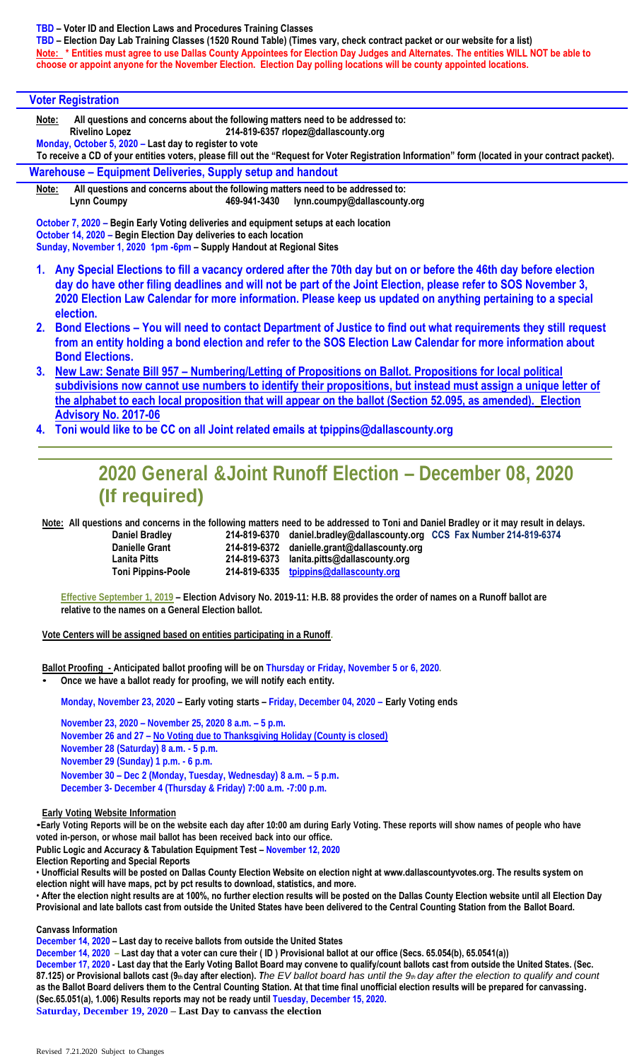**TBD – Voter ID and Election Laws and Procedures Training Classes**

**TBD – Election Day Lab Training Classes (1520 Round Table) (Times vary, check contract packet or our website for a list)**

**Note: * Entities must agree to use Dallas County Appointees for Election Day Judges and Alternates. The entities WILL NOT be able to choose or appoint anyone for the November Election. Election Day polling locations will be county appointed locations.**

## Voter Registration

**Note: All questions and concerns about the following matters need to be addressed to:**
**Rivelino Lopez 214-819-6357 rlopez@dallascounty.org**

**Monday, October 5, 2020 – Last day to register to vote**

**To receive a CD of your entities voters, please fill out the "Request for Voter Registration Information" form (located in your contract packet).**

## Warehouse – Equipment Deliveries, Supply setup and handout

**Note: All questions and concerns about the following matters need to be addressed to:**
**Lynn Coumpy 469-941-3430 lynn.coumpy@dallascounty.org**

**October 7, 2020 – Begin Early Voting deliveries and equipment setups at each location**
**October 14, 2020 – Begin Election Day deliveries to each location**
**Sunday, November 1, 2020 1pm -6pm – Supply Handout at Regional Sites**

1. **Any Special Elections to fill a vacancy ordered after the 70th day but on or before the 46th day before election day do have other filing deadlines and will not be part of the Joint Election, please refer to SOS November 3, 2020 Election Law Calendar for more information. Please keep us updated on anything pertaining to a special election.**
2. **Bond Elections – You will need to contact Department of Justice to find out what requirements they still request from an entity holding a bond election and refer to the SOS Election Law Calendar for more information about Bond Elections.**
3. **New Law: Senate Bill 957 – Numbering/Letting of Propositions on Ballot. Propositions for local political subdivisions now cannot use numbers to identify their propositions, but instead must assign a unique letter of the alphabet to each local proposition that will appear on the ballot (Section 52.095, as amended). Election Advisory No. 2017-06**
4. **Toni would like to be CC on all Joint related emails at tpippins@dallascounty.org**

# 2020 General &Joint Runoff Election – December 08, 2020 (If required)

**Note: All questions and concerns in the following matters need to be addressed to Toni and Daniel Bradley or it may result in delays.**

| | | | |
|---|---|---|---|
| **Daniel Bradley** | **214-819-6370** | **daniel.bradley@dallascounty.org** | **CCS Fax Number 214-819-6374** |
| **Danielle Grant** | **214-819-6372** | **danielle.grant@dallascounty.org** | |
| **Lanita Pitts** | **214-819-6373** | **lanita.pitts@dallascounty.org** | |
| **Toni Pippins-Poole** | **214-819-6335** | **tpippins@dallascounty.org** | |

**Effective September 1, 2019 – Election Advisory No. 2019-11: H.B. 88 provides the order of names on a Runoff ballot are relative to the names on a General Election ballot.**

**Vote Centers will be assigned based on entities participating in a Runoff.**

**Ballot Proofing - Anticipated ballot proofing will be on Thursday or Friday, November 5 or 6, 2020.**

- **Once we have a ballot ready for proofing, we will notify each entity.**

**Monday, November 23, 2020 – Early voting starts – Friday, December 04, 2020 – Early Voting ends**

**November 23, 2020 – November 25, 2020 8 a.m. – 5 p.m.**
**November 26 and 27 – No Voting due to Thanksgiving Holiday (County is closed)**
**November 28 (Saturday) 8 a.m. - 5 p.m.**
**November 29 (Sunday) 1 p.m. - 6 p.m.**
**November 30 – Dec 2 (Monday, Tuesday, Wednesday) 8 a.m. – 5 p.m.**
**December 3- December 4 (Thursday & Friday) 7:00 a.m. -7:00 p.m.**

**Early Voting Website Information**

- **Early Voting Reports will be on the website each day after 10:00 am during Early Voting. These reports will show names of people who have voted in-person, or whose mail ballot has been received back into our office.**

**Public Logic and Accuracy & Tabulation Equipment Test – November 12, 2020**

**Election Reporting and Special Reports**

- **Unofficial Results will be posted on Dallas County Election Website on election night at www.dallascountyvotes.org. The results system on election night will have maps, pct by pct results to download, statistics, and more.**
- **After the election night results are at 100%, no further election results will be posted on the Dallas County Election website until all Election Day Provisional and late ballots cast from outside the United States have been delivered to the Central Counting Station from the Ballot Board.**

**Canvass Information**

**December 14, 2020 – Last day to receive ballots from outside the United States**
**December 14, 2020 – Last day that a voter can cure their ( ID ) Provisional ballot at our office (Secs. 65.054(b), 65.0541(a))**
**December 17, 2020 - Last day that the Early Voting Ballot Board may convene to qualify/count ballots cast from outside the United States. (Sec. 87.125) or Provisional ballots cast (9th day after election).** ***The EV ballot board has until the 9th day after the election to qualify and count as the Ballot Board delivers them to the Central Counting Station. At that time final unofficial election results will be prepared for canvassing.*** **(Sec.65.051(a), 1.006) Results reports may not be ready until Tuesday, December 15, 2020.**
**Saturday, December 19, 2020 – Last Day to canvass the election**

Revised 7.21.2020 Subject to Changes